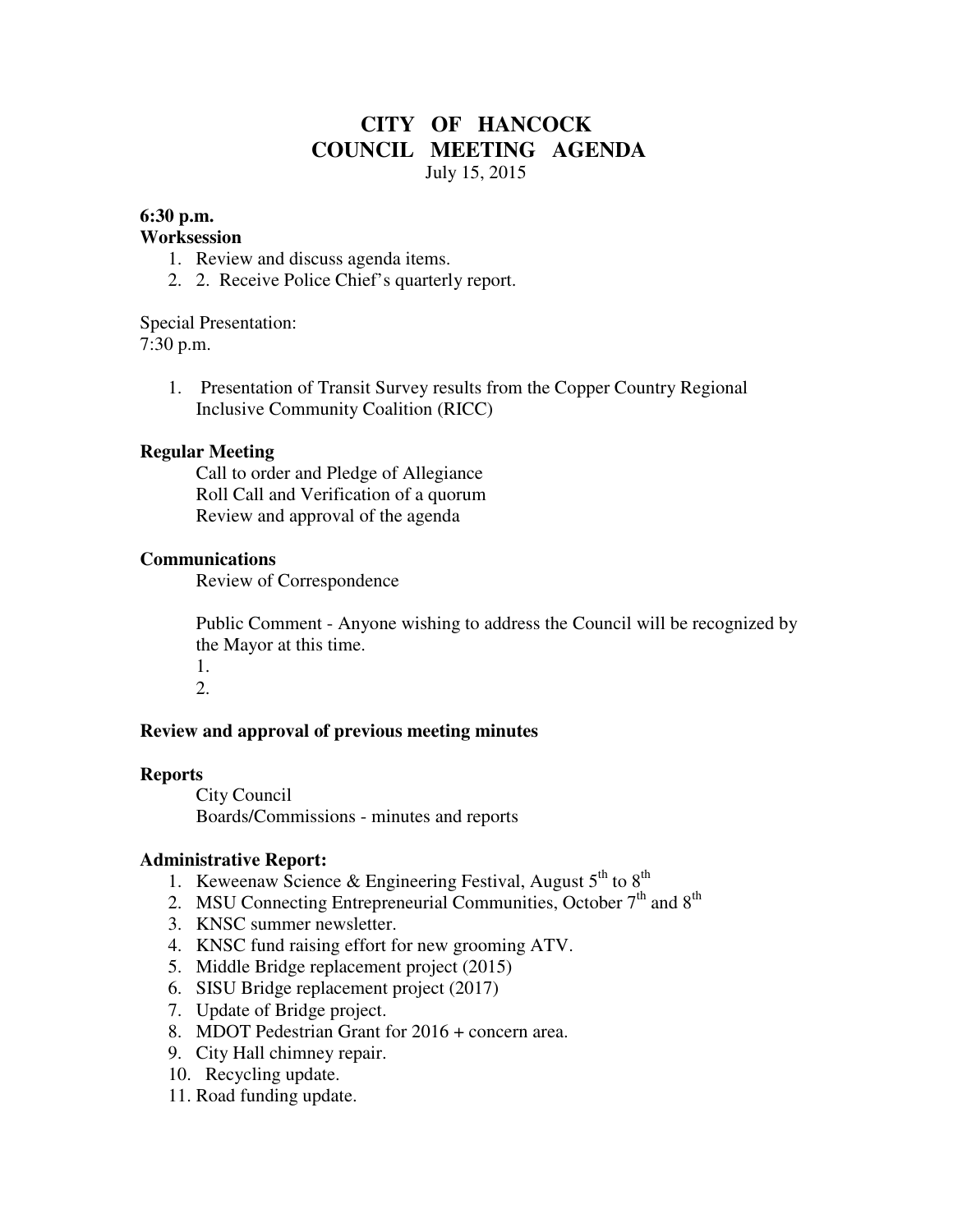# CITY OF HANCOCK
# COUNCIL MEETING AGENDA

July 15, 2015

**6:30 p.m.**
**Worksession**

1. Review and discuss agenda items.
2. 2. Receive Police Chief's quarterly report.

Special Presentation:
7:30 p.m.

1. Presentation of Transit Survey results from the Copper Country Regional Inclusive Community Coalition (RICC)

**Regular Meeting**

Call to order and Pledge of Allegiance
Roll Call and Verification of a quorum
Review and approval of the agenda

**Communications**

Review of Correspondence

Public Comment - Anyone wishing to address the Council will be recognized by the Mayor at this time.
1.
2.

**Review and approval of previous meeting minutes**

**Reports**

City Council
Boards/Commissions - minutes and reports

**Administrative Report:**

1. Keweenaw Science & Engineering Festival, August 5th to 8th
2. MSU Connecting Entrepreneurial Communities, October 7th and 8th
3. KNSC summer newsletter.
4. KNSC fund raising effort for new grooming ATV.
5. Middle Bridge replacement project (2015)
6. SISU Bridge replacement project (2017)
7. Update of Bridge project.
8. MDOT Pedestrian Grant for 2016 + concern area.
9. City Hall chimney repair.
10. Recycling update.
11. Road funding update.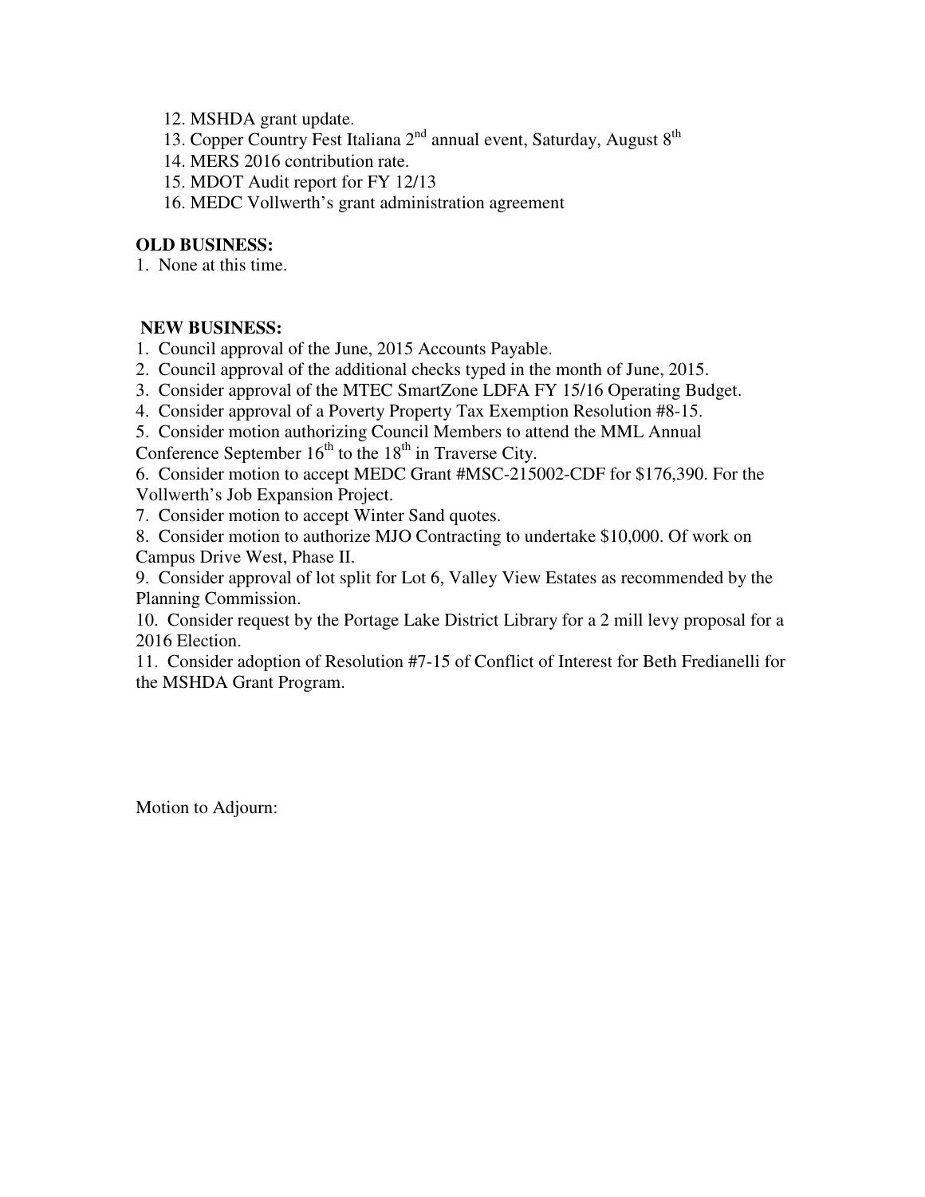12. MSHDA grant update.
13. Copper Country Fest Italiana 2nd annual event, Saturday, August 8th
14. MERS 2016 contribution rate.
15. MDOT Audit report for FY 12/13
16. MEDC Vollwerth's grant administration agreement

**OLD BUSINESS:**

1. None at this time.

**NEW BUSINESS:**

1. Council approval of the June, 2015 Accounts Payable.
2. Council approval of the additional checks typed in the month of June, 2015.
3. Consider approval of the MTEC SmartZone LDFA FY 15/16 Operating Budget.
4. Consider approval of a Poverty Property Tax Exemption Resolution #8-15.
5. Consider motion authorizing Council Members to attend the MML Annual Conference September 16th to the 18th in Traverse City.
6. Consider motion to accept MEDC Grant #MSC-215002-CDF for $176,390. For the Vollwerth's Job Expansion Project.
7. Consider motion to accept Winter Sand quotes.
8. Consider motion to authorize MJO Contracting to undertake $10,000. Of work on Campus Drive West, Phase II.
9. Consider approval of lot split for Lot 6, Valley View Estates as recommended by the Planning Commission.
10. Consider request by the Portage Lake District Library for a 2 mill levy proposal for a 2016 Election.
11. Consider adoption of Resolution #7-15 of Conflict of Interest for Beth Fredianelli for the MSHDA Grant Program.

Motion to Adjourn: